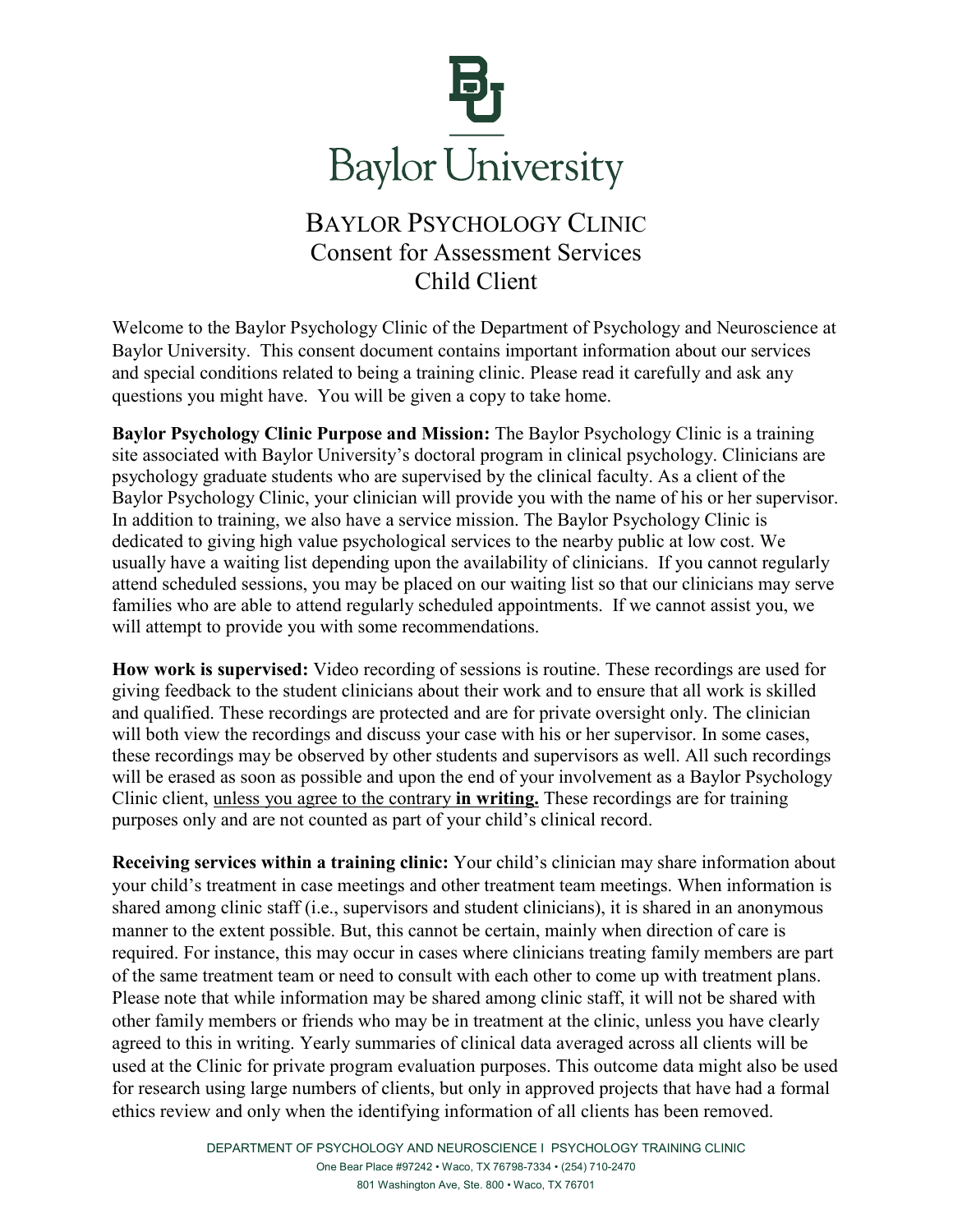# Baylor University

## BAYLOR PSYCHOLOGY CLINIC
## Consent for Assessment Services
## Child Client

Welcome to the Baylor Psychology Clinic of the Department of Psychology and Neuroscience at Baylor University. This consent document contains important information about our services and special conditions related to being a training clinic. Please read it carefully and ask any questions you might have. You will be given a copy to take home.

**Baylor Psychology Clinic Purpose and Mission:** The Baylor Psychology Clinic is a training site associated with Baylor University's doctoral program in clinical psychology. Clinicians are psychology graduate students who are supervised by the clinical faculty. As a client of the Baylor Psychology Clinic, your clinician will provide you with the name of his or her supervisor. In addition to training, we also have a service mission. The Baylor Psychology Clinic is dedicated to giving high value psychological services to the nearby public at low cost. We usually have a waiting list depending upon the availability of clinicians. If you cannot regularly attend scheduled sessions, you may be placed on our waiting list so that our clinicians may serve families who are able to attend regularly scheduled appointments. If we cannot assist you, we will attempt to provide you with some recommendations.

**How work is supervised:** Video recording of sessions is routine. These recordings are used for giving feedback to the student clinicians about their work and to ensure that all work is skilled and qualified. These recordings are protected and are for private oversight only. The clinician will both view the recordings and discuss your case with his or her supervisor. In some cases, these recordings may be observed by other students and supervisors as well. All such recordings will be erased as soon as possible and upon the end of your involvement as a Baylor Psychology Clinic client, unless you agree to the contrary **in writing.** These recordings are for training purposes only and are not counted as part of your child's clinical record.

**Receiving services within a training clinic:** Your child's clinician may share information about your child's treatment in case meetings and other treatment team meetings. When information is shared among clinic staff (i.e., supervisors and student clinicians), it is shared in an anonymous manner to the extent possible. But, this cannot be certain, mainly when direction of care is required. For instance, this may occur in cases where clinicians treating family members are part of the same treatment team or need to consult with each other to come up with treatment plans. Please note that while information may be shared among clinic staff, it will not be shared with other family members or friends who may be in treatment at the clinic, unless you have clearly agreed to this in writing. Yearly summaries of clinical data averaged across all clients will be used at the Clinic for private program evaluation purposes. This outcome data might also be used for research using large numbers of clients, but only in approved projects that have had a formal ethics review and only when the identifying information of all clients has been removed.

DEPARTMENT OF PSYCHOLOGY AND NEUROSCIENCE I PSYCHOLOGY TRAINING CLINIC
One Bear Place #97242 • Waco, TX 76798-7334 • (254) 710-2470
801 Washington Ave, Ste. 800 • Waco, TX 76701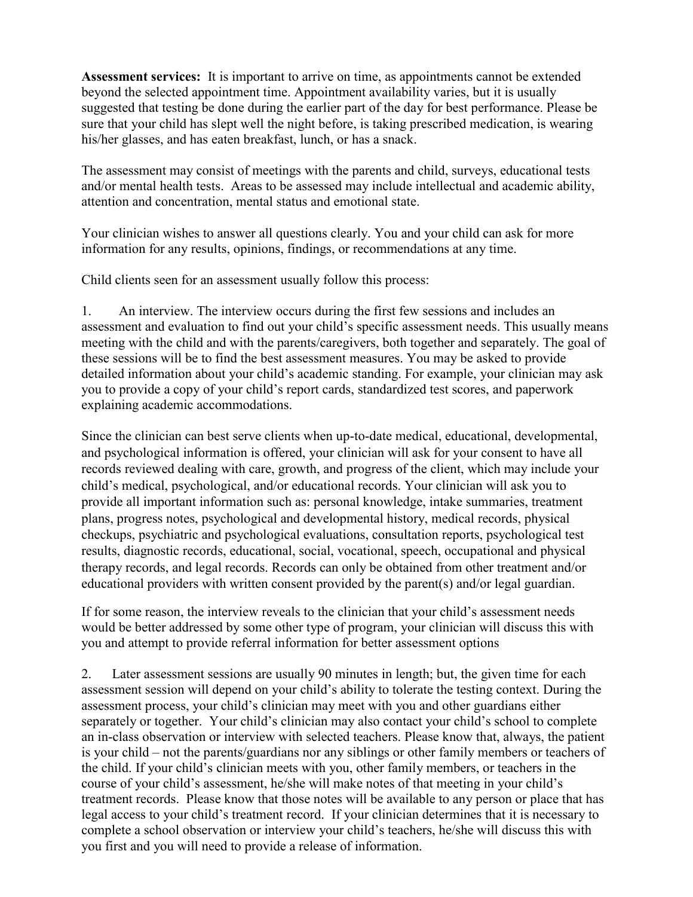**Assessment services:** It is important to arrive on time, as appointments cannot be extended beyond the selected appointment time. Appointment availability varies, but it is usually suggested that testing be done during the earlier part of the day for best performance. Please be sure that your child has slept well the night before, is taking prescribed medication, is wearing his/her glasses, and has eaten breakfast, lunch, or has a snack.

The assessment may consist of meetings with the parents and child, surveys, educational tests and/or mental health tests. Areas to be assessed may include intellectual and academic ability, attention and concentration, mental status and emotional state.

Your clinician wishes to answer all questions clearly. You and your child can ask for more information for any results, opinions, findings, or recommendations at any time.

Child clients seen for an assessment usually follow this process:

1. An interview. The interview occurs during the first few sessions and includes an assessment and evaluation to find out your child's specific assessment needs. This usually means meeting with the child and with the parents/caregivers, both together and separately. The goal of these sessions will be to find the best assessment measures. You may be asked to provide detailed information about your child's academic standing. For example, your clinician may ask you to provide a copy of your child's report cards, standardized test scores, and paperwork explaining academic accommodations.

Since the clinician can best serve clients when up-to-date medical, educational, developmental, and psychological information is offered, your clinician will ask for your consent to have all records reviewed dealing with care, growth, and progress of the client, which may include your child's medical, psychological, and/or educational records. Your clinician will ask you to provide all important information such as: personal knowledge, intake summaries, treatment plans, progress notes, psychological and developmental history, medical records, physical checkups, psychiatric and psychological evaluations, consultation reports, psychological test results, diagnostic records, educational, social, vocational, speech, occupational and physical therapy records, and legal records. Records can only be obtained from other treatment and/or educational providers with written consent provided by the parent(s) and/or legal guardian.

If for some reason, the interview reveals to the clinician that your child's assessment needs would be better addressed by some other type of program, your clinician will discuss this with you and attempt to provide referral information for better assessment options

2. Later assessment sessions are usually 90 minutes in length; but, the given time for each assessment session will depend on your child's ability to tolerate the testing context. During the assessment process, your child's clinician may meet with you and other guardians either separately or together. Your child's clinician may also contact your child's school to complete an in-class observation or interview with selected teachers. Please know that, always, the patient is your child – not the parents/guardians nor any siblings or other family members or teachers of the child. If your child's clinician meets with you, other family members, or teachers in the course of your child's assessment, he/she will make notes of that meeting in your child's treatment records. Please know that those notes will be available to any person or place that has legal access to your child's treatment record. If your clinician determines that it is necessary to complete a school observation or interview your child's teachers, he/she will discuss this with you first and you will need to provide a release of information.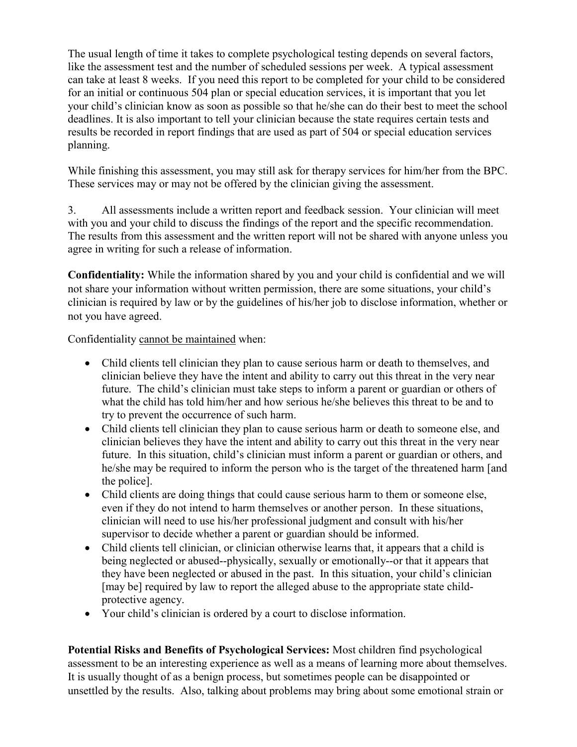The usual length of time it takes to complete psychological testing depends on several factors, like the assessment test and the number of scheduled sessions per week. A typical assessment can take at least 8 weeks. If you need this report to be completed for your child to be considered for an initial or continuous 504 plan or special education services, it is important that you let your child's clinician know as soon as possible so that he/she can do their best to meet the school deadlines. It is also important to tell your clinician because the state requires certain tests and results be recorded in report findings that are used as part of 504 or special education services planning.

While finishing this assessment, you may still ask for therapy services for him/her from the BPC. These services may or may not be offered by the clinician giving the assessment.

3. All assessments include a written report and feedback session. Your clinician will meet with you and your child to discuss the findings of the report and the specific recommendation. The results from this assessment and the written report will not be shared with anyone unless you agree in writing for such a release of information.

**Confidentiality:** While the information shared by you and your child is confidential and we will not share your information without written permission, there are some situations, your child's clinician is required by law or by the guidelines of his/her job to disclose information, whether or not you have agreed.

Confidentiality <u>cannot be maintained</u> when:

- Child clients tell clinician they plan to cause serious harm or death to themselves, and clinician believe they have the intent and ability to carry out this threat in the very near future. The child's clinician must take steps to inform a parent or guardian or others of what the child has told him/her and how serious he/she believes this threat to be and to try to prevent the occurrence of such harm.
- Child clients tell clinician they plan to cause serious harm or death to someone else, and clinician believes they have the intent and ability to carry out this threat in the very near future. In this situation, child's clinician must inform a parent or guardian or others, and he/she may be required to inform the person who is the target of the threatened harm [and the police].
- Child clients are doing things that could cause serious harm to them or someone else, even if they do not intend to harm themselves or another person. In these situations, clinician will need to use his/her professional judgment and consult with his/her supervisor to decide whether a parent or guardian should be informed.
- Child clients tell clinician, or clinician otherwise learns that, it appears that a child is being neglected or abused--physically, sexually or emotionally--or that it appears that they have been neglected or abused in the past. In this situation, your child's clinician [may be] required by law to report the alleged abuse to the appropriate state child-protective agency.
- Your child's clinician is ordered by a court to disclose information.

**Potential Risks and Benefits of Psychological Services:** Most children find psychological assessment to be an interesting experience as well as a means of learning more about themselves. It is usually thought of as a benign process, but sometimes people can be disappointed or unsettled by the results. Also, talking about problems may bring about some emotional strain or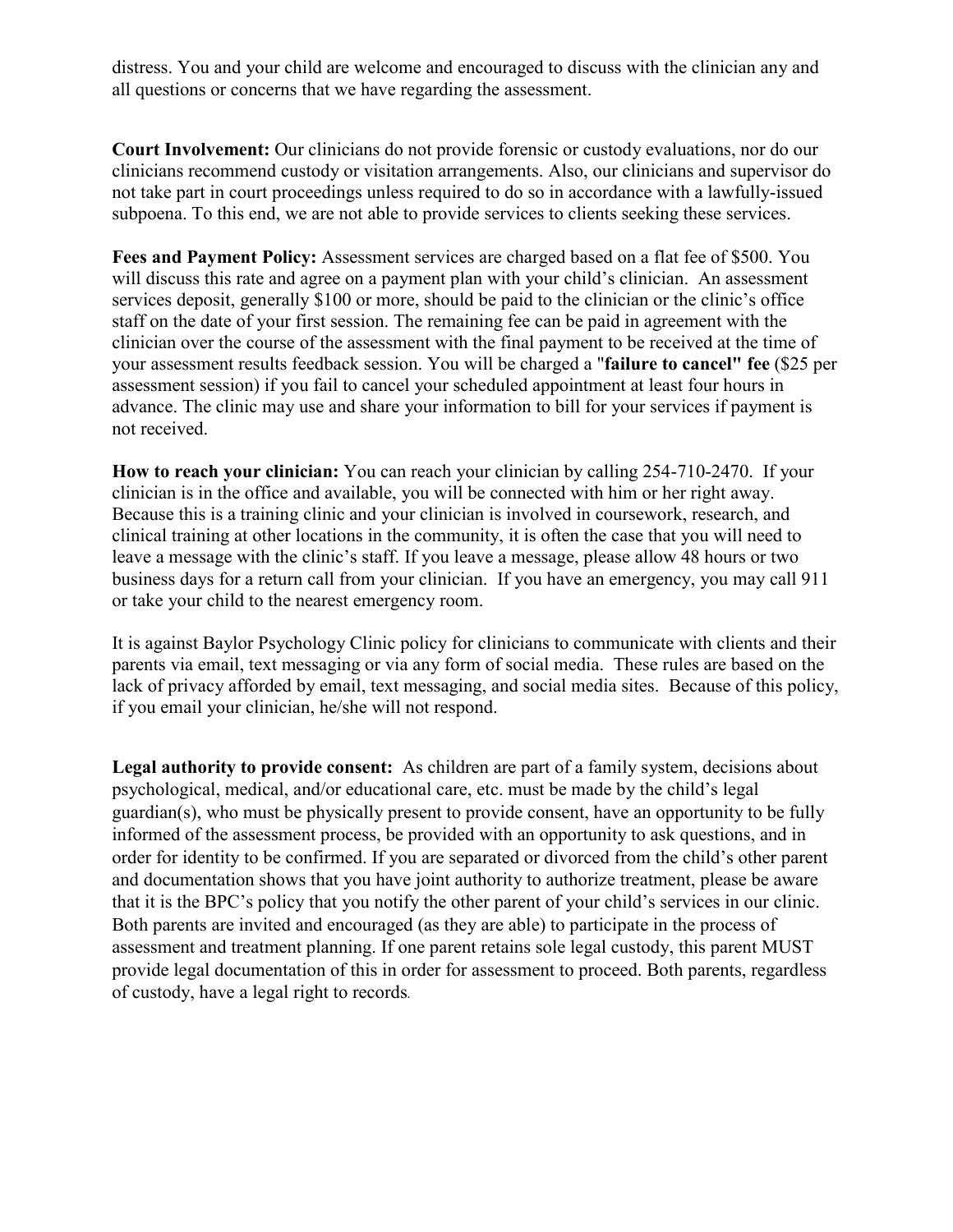distress. You and your child are welcome and encouraged to discuss with the clinician any and all questions or concerns that we have regarding the assessment.

**Court Involvement:** Our clinicians do not provide forensic or custody evaluations, nor do our clinicians recommend custody or visitation arrangements. Also, our clinicians and supervisor do not take part in court proceedings unless required to do so in accordance with a lawfully-issued subpoena. To this end, we are not able to provide services to clients seeking these services.

**Fees and Payment Policy:** Assessment services are charged based on a flat fee of $500. You will discuss this rate and agree on a payment plan with your child's clinician. An assessment services deposit, generally $100 or more, should be paid to the clinician or the clinic's office staff on the date of your first session. The remaining fee can be paid in agreement with the clinician over the course of the assessment with the final payment to be received at the time of your assessment results feedback session. You will be charged a "**failure to cancel" fee** ($25 per assessment session) if you fail to cancel your scheduled appointment at least four hours in advance. The clinic may use and share your information to bill for your services if payment is not received.

**How to reach your clinician:** You can reach your clinician by calling 254-710-2470. If your clinician is in the office and available, you will be connected with him or her right away. Because this is a training clinic and your clinician is involved in coursework, research, and clinical training at other locations in the community, it is often the case that you will need to leave a message with the clinic's staff. If you leave a message, please allow 48 hours or two business days for a return call from your clinician. If you have an emergency, you may call 911 or take your child to the nearest emergency room.

It is against Baylor Psychology Clinic policy for clinicians to communicate with clients and their parents via email, text messaging or via any form of social media. These rules are based on the lack of privacy afforded by email, text messaging, and social media sites. Because of this policy, if you email your clinician, he/she will not respond.

**Legal authority to provide consent:** As children are part of a family system, decisions about psychological, medical, and/or educational care, etc. must be made by the child's legal guardian(s), who must be physically present to provide consent, have an opportunity to be fully informed of the assessment process, be provided with an opportunity to ask questions, and in order for identity to be confirmed. If you are separated or divorced from the child's other parent and documentation shows that you have joint authority to authorize treatment, please be aware that it is the BPC's policy that you notify the other parent of your child's services in our clinic. Both parents are invited and encouraged (as they are able) to participate in the process of assessment and treatment planning. If one parent retains sole legal custody, this parent MUST provide legal documentation of this in order for assessment to proceed. Both parents, regardless of custody, have a legal right to records.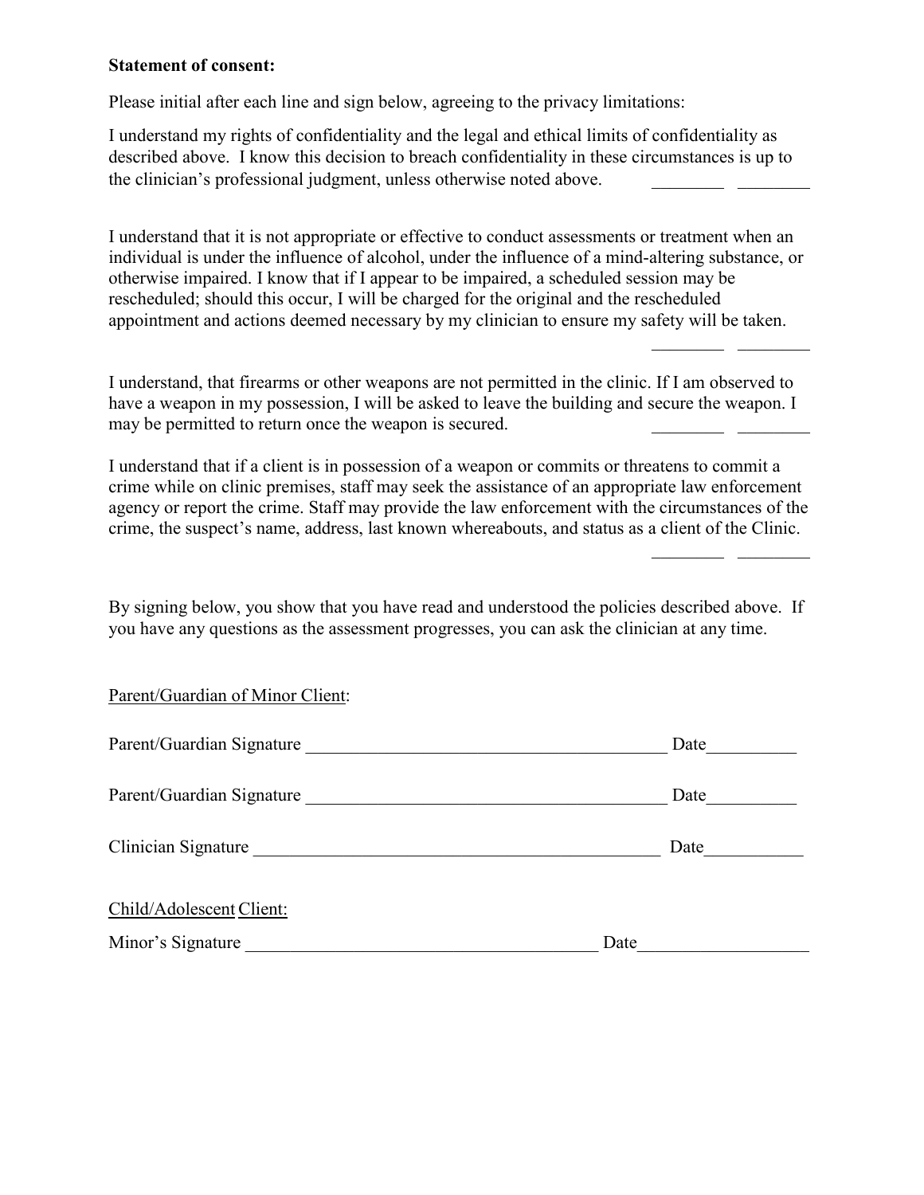**Statement of consent:**

Please initial after each line and sign below, agreeing to the privacy limitations:

I understand my rights of confidentiality and the legal and ethical limits of confidentiality as described above. I know this decision to breach confidentiality in these circumstances is up to the clinician's professional judgment, unless otherwise noted above. ________ ________

I understand that it is not appropriate or effective to conduct assessments or treatment when an individual is under the influence of alcohol, under the influence of a mind-altering substance, or otherwise impaired. I know that if I appear to be impaired, a scheduled session may be rescheduled; should this occur, I will be charged for the original and the rescheduled appointment and actions deemed necessary by my clinician to ensure my safety will be taken. ________ ________

I understand, that firearms or other weapons are not permitted in the clinic. If I am observed to have a weapon in my possession, I will be asked to leave the building and secure the weapon. I may be permitted to return once the weapon is secured. ________ ________

I understand that if a client is in possession of a weapon or commits or threatens to commit a crime while on clinic premises, staff may seek the assistance of an appropriate law enforcement agency or report the crime. Staff may provide the law enforcement with the circumstances of the crime, the suspect's name, address, last known whereabouts, and status as a client of the Clinic. ________ ________

By signing below, you show that you have read and understood the policies described above. If you have any questions as the assessment progresses, you can ask the clinician at any time.

Parent/Guardian of Minor Client:

Parent/Guardian Signature ________________________________________ Date__________

Parent/Guardian Signature ________________________________________ Date__________

Clinician Signature ____________________________________________ Date___________

Child/Adolescent Client:

Minor's Signature ______________________________________ Date___________________